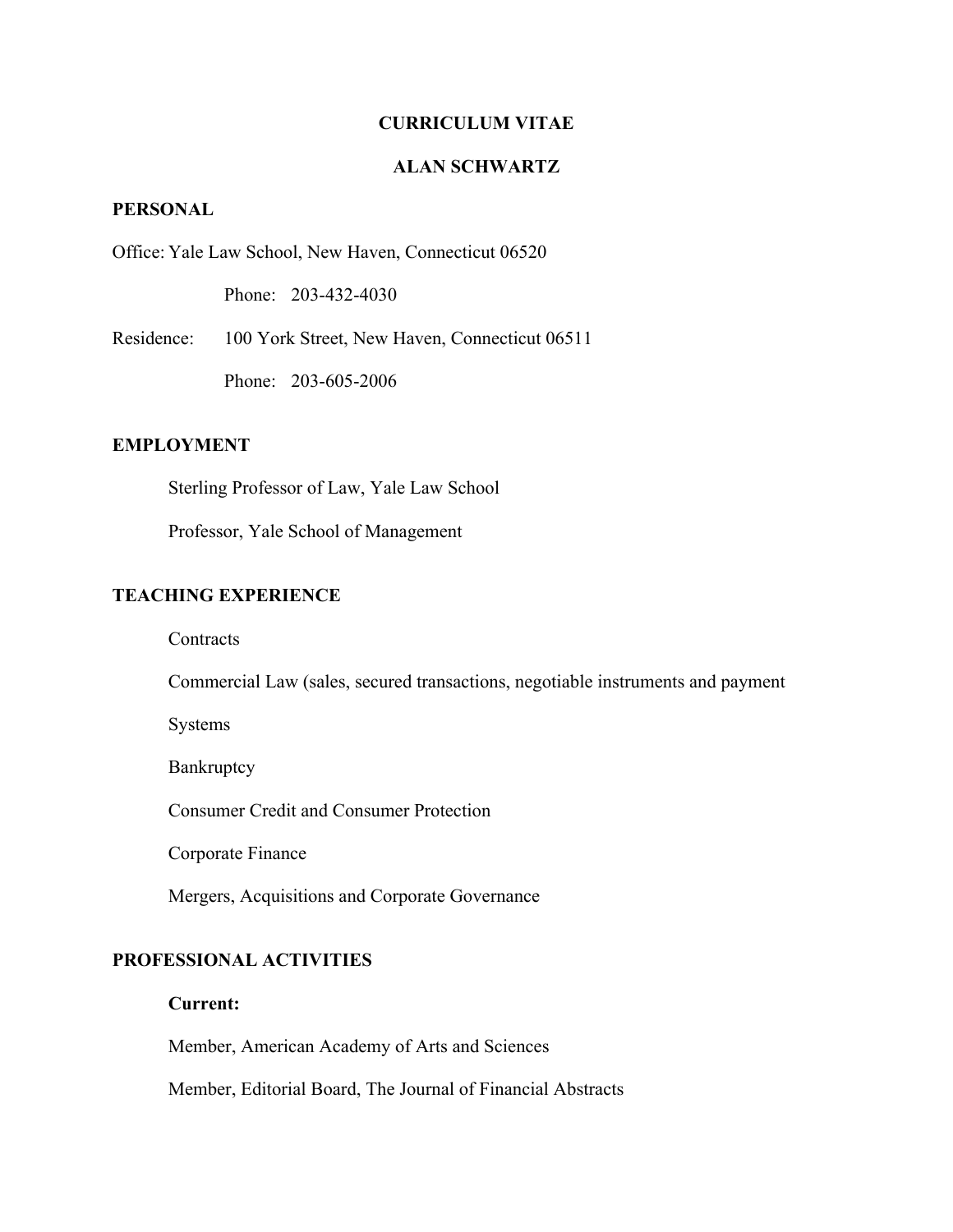# CURRICULUM VITAE

# ALAN SCHWARTZ

## PERSONAL

Office: Yale Law School, New Haven, Connecticut 06520

Phone: 203-432-4030

Residence: 100 York Street, New Haven, Connecticut 06511

Phone: 203-605-2006

## EMPLOYMENT

Sterling Professor of Law, Yale Law School

Professor, Yale School of Management

## TEACHING EXPERIENCE

Contracts

Commercial Law (sales, secured transactions, negotiable instruments and payment

Systems

Bankruptcy

Consumer Credit and Consumer Protection

Corporate Finance

Mergers, Acquisitions and Corporate Governance

## PROFESSIONAL ACTIVITIES

**Current:**

Member, American Academy of Arts and Sciences

Member, Editorial Board, The Journal of Financial Abstracts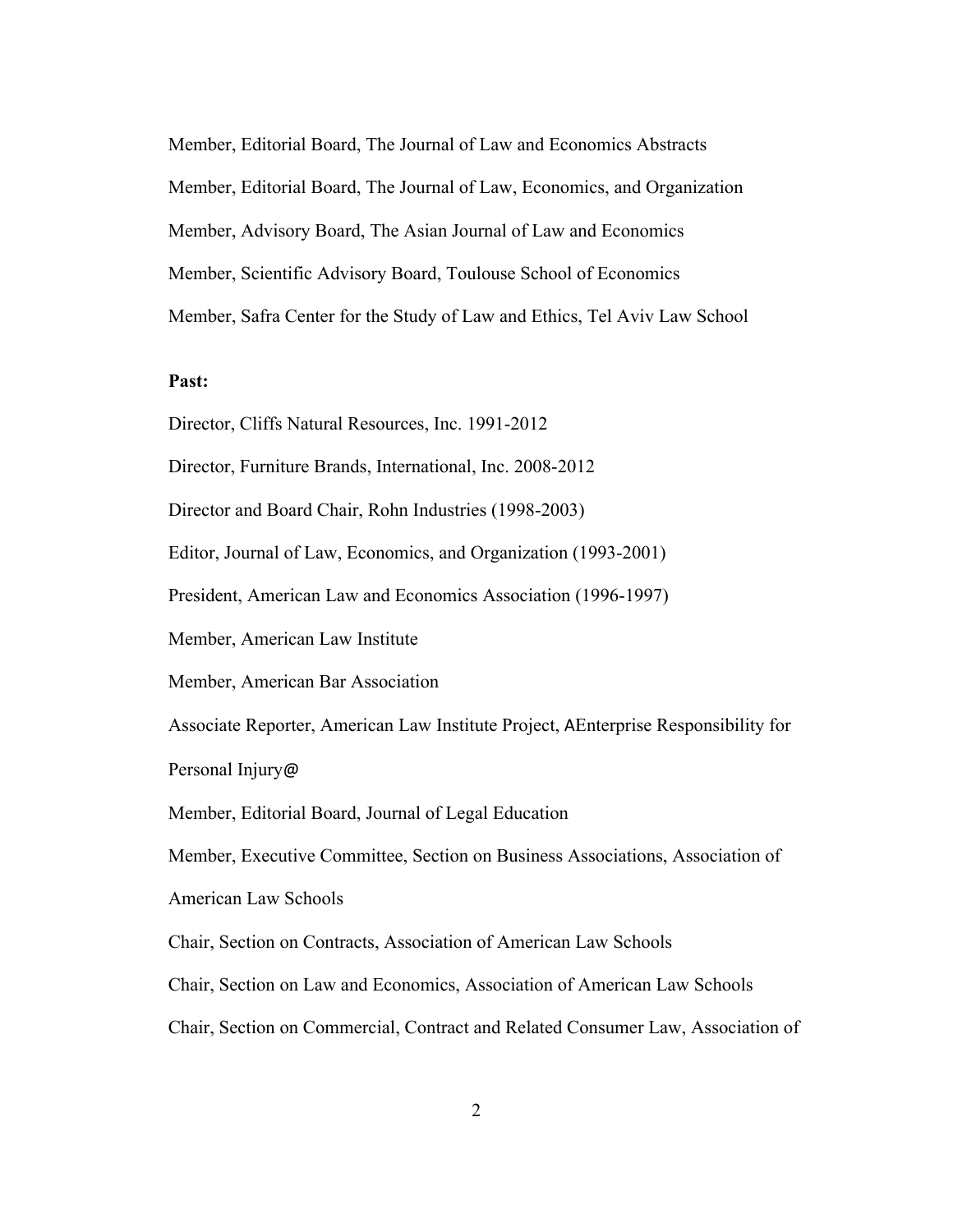Member, Editorial Board, The Journal of Law and Economics Abstracts

Member, Editorial Board, The Journal of Law, Economics, and Organization

Member, Advisory Board, The Asian Journal of Law and Economics

Member, Scientific Advisory Board, Toulouse School of Economics

Member, Safra Center for the Study of Law and Ethics, Tel Aviv Law School

**Past:**

Director, Cliffs Natural Resources, Inc. 1991-2012

Director, Furniture Brands, International, Inc. 2008-2012

Director and Board Chair, Rohn Industries (1998-2003)

Editor, Journal of Law, Economics, and Organization (1993-2001)

President, American Law and Economics Association (1996-1997)

Member, American Law Institute

Member, American Bar Association

Associate Reporter, American Law Institute Project, AEnterprise Responsibility for Personal Injury@

Member, Editorial Board, Journal of Legal Education

Member, Executive Committee, Section on Business Associations, Association of American Law Schools

Chair, Section on Contracts, Association of American Law Schools

Chair, Section on Law and Economics, Association of American Law Schools

Chair, Section on Commercial, Contract and Related Consumer Law, Association of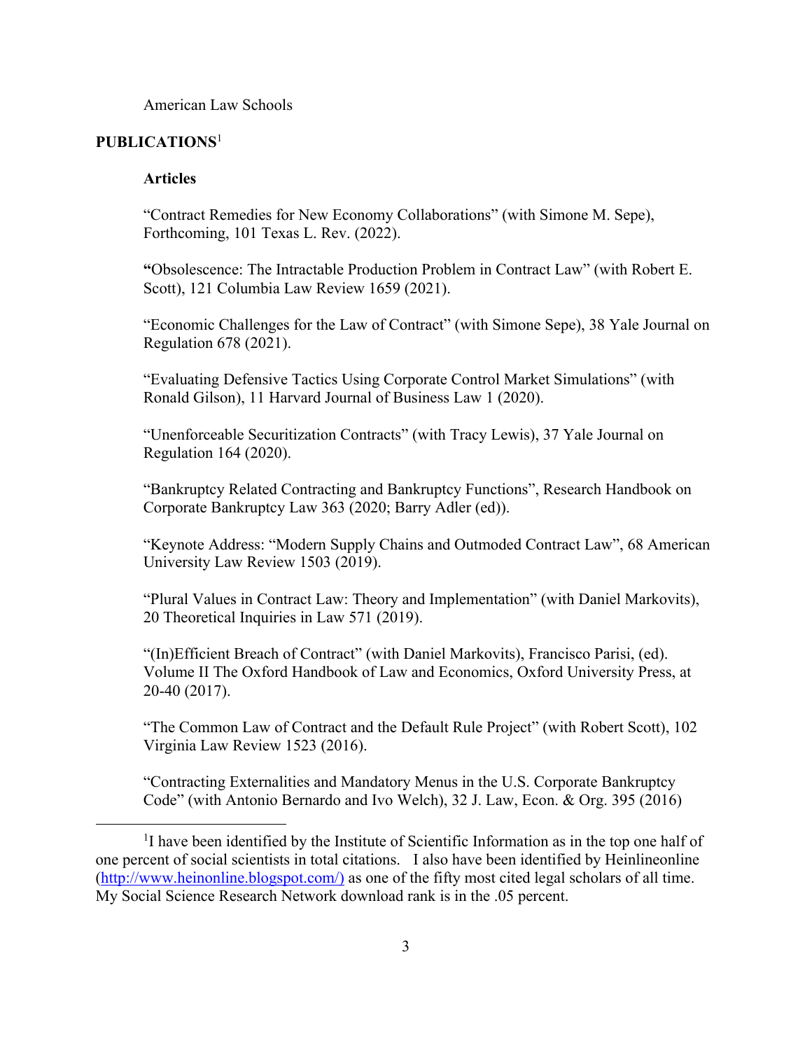American Law Schools

**PUBLICATIONS**[1]

**Articles**

"Contract Remedies for New Economy Collaborations" (with Simone M. Sepe), Forthcoming, 101 Texas L. Rev. (2022).

**"**Obsolescence: The Intractable Production Problem in Contract Law" (with Robert E. Scott), 121 Columbia Law Review 1659 (2021).

"Economic Challenges for the Law of Contract" (with Simone Sepe), 38 Yale Journal on Regulation 678 (2021).

"Evaluating Defensive Tactics Using Corporate Control Market Simulations" (with Ronald Gilson), 11 Harvard Journal of Business Law 1 (2020).

"Unenforceable Securitization Contracts" (with Tracy Lewis), 37 Yale Journal on Regulation 164 (2020).

"Bankruptcy Related Contracting and Bankruptcy Functions", Research Handbook on Corporate Bankruptcy Law 363 (2020; Barry Adler (ed)).

"Keynote Address: "Modern Supply Chains and Outmoded Contract Law", 68 American University Law Review 1503 (2019).

"Plural Values in Contract Law: Theory and Implementation" (with Daniel Markovits), 20 Theoretical Inquiries in Law 571 (2019).

"(In)Efficient Breach of Contract" (with Daniel Markovits), Francisco Parisi, (ed). Volume II The Oxford Handbook of Law and Economics, Oxford University Press, at 20-40 (2017).

"The Common Law of Contract and the Default Rule Project" (with Robert Scott), 102 Virginia Law Review 1523 (2016).

"Contracting Externalities and Mandatory Menus in the U.S. Corporate Bankruptcy Code" (with Antonio Bernardo and Ivo Welch), 32 J. Law, Econ. & Org. 395 (2016)

---

[1]I have been identified by the Institute of Scientific Information as in the top one half of one percent of social scientists in total citations. I also have been identified by Heinlineonline (http://www.heinonline.blogspot.com/) as one of the fifty most cited legal scholars of all time. My Social Science Research Network download rank is in the .05 percent.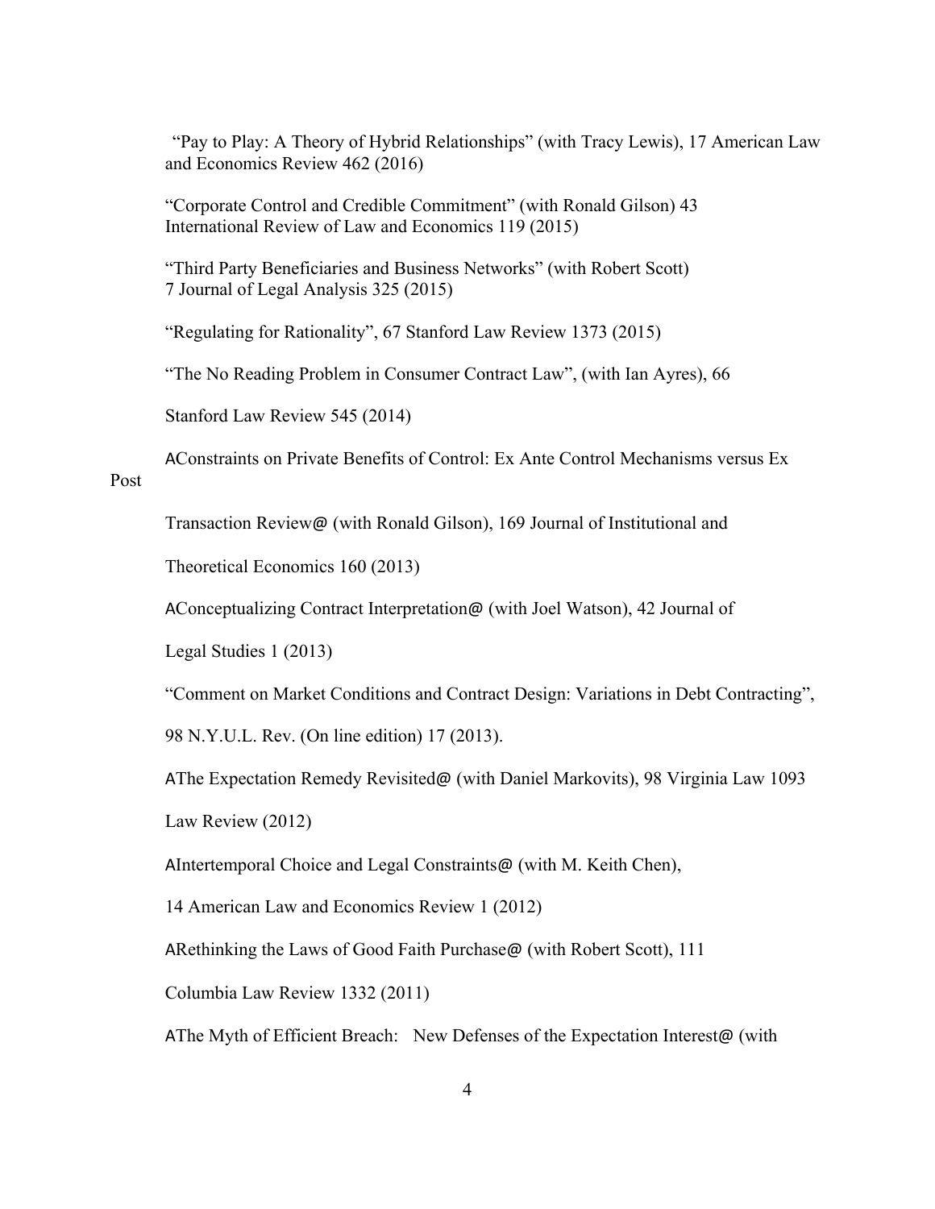"Pay to Play: A Theory of Hybrid Relationships" (with Tracy Lewis), 17 American Law and Economics Review 462 (2016)

"Corporate Control and Credible Commitment" (with Ronald Gilson) 43 International Review of Law and Economics 119 (2015)

"Third Party Beneficiaries and Business Networks" (with Robert Scott) 7 Journal of Legal Analysis 325 (2015)

"Regulating for Rationality", 67 Stanford Law Review 1373 (2015)

"The No Reading Problem in Consumer Contract Law", (with Ian Ayres), 66 Stanford Law Review 545 (2014)

AConstraints on Private Benefits of Control: Ex Ante Control Mechanisms versus Ex Post Transaction Review@ (with Ronald Gilson), 169 Journal of Institutional and Theoretical Economics 160 (2013)

AConceptualizing Contract Interpretation@ (with Joel Watson), 42 Journal of Legal Studies 1 (2013)

"Comment on Market Conditions and Contract Design: Variations in Debt Contracting", 98 N.Y.U.L. Rev. (On line edition) 17 (2013).

AThe Expectation Remedy Revisited@ (with Daniel Markovits), 98 Virginia Law 1093 Law Review (2012)

AIntertemporal Choice and Legal Constraints@ (with M. Keith Chen), 14 American Law and Economics Review 1 (2012)

ARethinking the Laws of Good Faith Purchase@ (with Robert Scott), 111 Columbia Law Review 1332 (2011)

AThe Myth of Efficient Breach: New Defenses of the Expectation Interest@ (with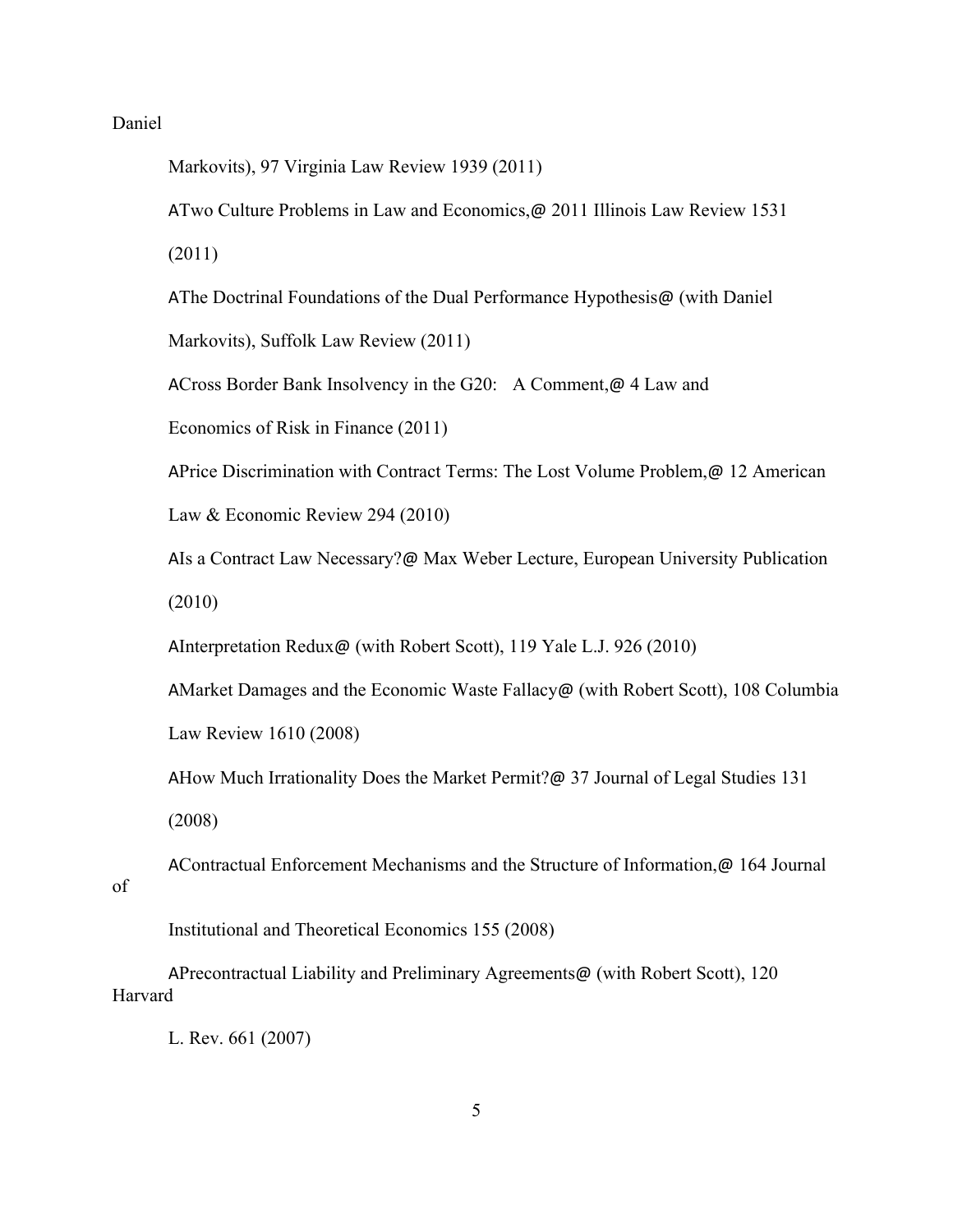Daniel

Markovits), 97 Virginia Law Review 1939 (2011)

ATwo Culture Problems in Law and Economics,@ 2011 Illinois Law Review 1531 (2011)

AThe Doctrinal Foundations of the Dual Performance Hypothesis@ (with Daniel Markovits), Suffolk Law Review (2011)

ACross Border Bank Insolvency in the G20: A Comment,@ 4 Law and Economics of Risk in Finance (2011)

APrice Discrimination with Contract Terms: The Lost Volume Problem,@ 12 American Law & Economic Review 294 (2010)

AIs a Contract Law Necessary?@ Max Weber Lecture, European University Publication (2010)

AInterpretation Redux@ (with Robert Scott), 119 Yale L.J. 926 (2010)

AMarket Damages and the Economic Waste Fallacy@ (with Robert Scott), 108 Columbia Law Review 1610 (2008)

AHow Much Irrationality Does the Market Permit?@ 37 Journal of Legal Studies 131 (2008)

AContractual Enforcement Mechanisms and the Structure of Information,@ 164 Journal of Institutional and Theoretical Economics 155 (2008)

APrecontractual Liability and Preliminary Agreements@ (with Robert Scott), 120 Harvard L. Rev. 661 (2007)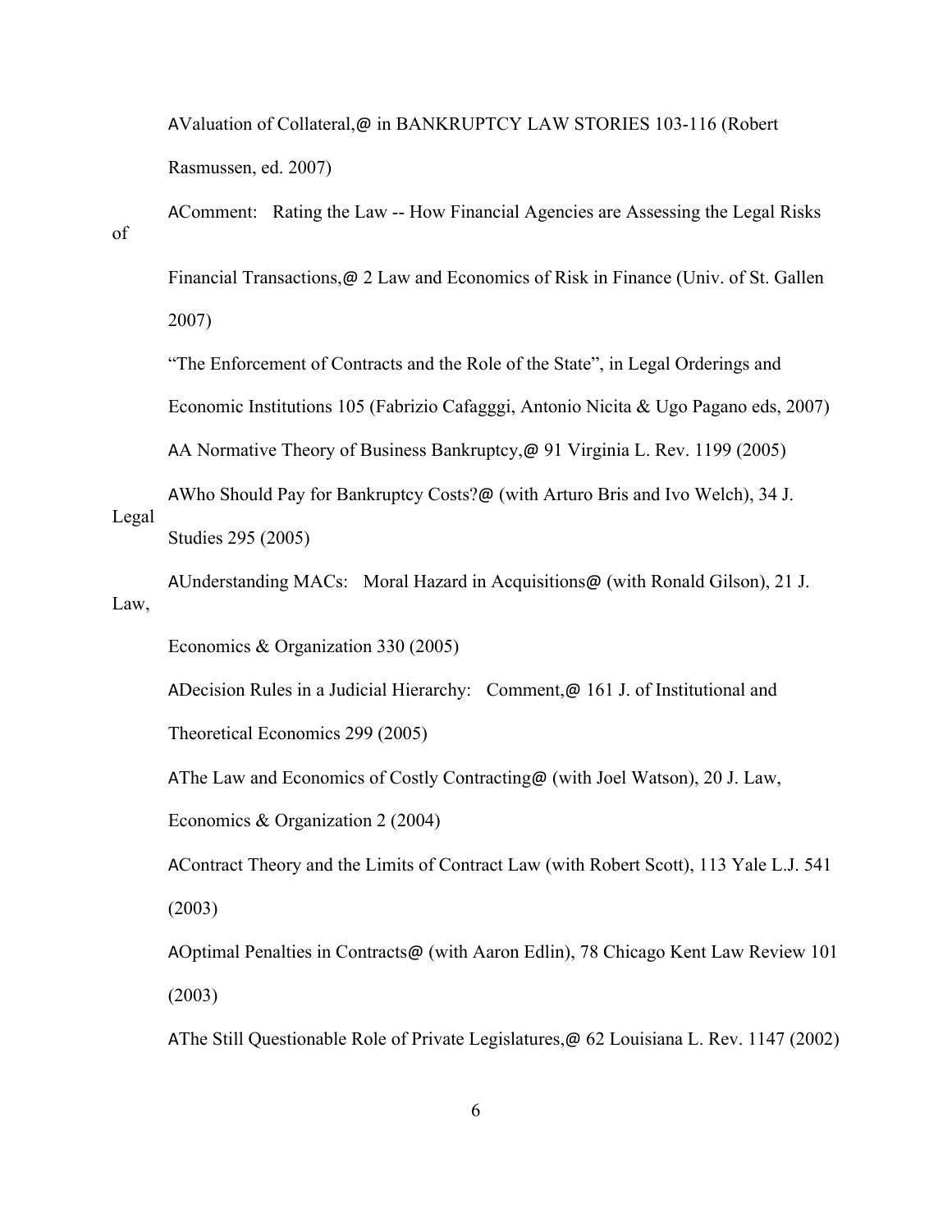AValuation of Collateral,@ in BANKRUPTCY LAW STORIES 103-116 (Robert Rasmussen, ed. 2007)

AComment: Rating the Law -- How Financial Agencies are Assessing the Legal Risks of Financial Transactions,@ 2 Law and Economics of Risk in Finance (Univ. of St. Gallen 2007)

"The Enforcement of Contracts and the Role of the State", in Legal Orderings and Economic Institutions 105 (Fabrizio Cafaggi, Antonio Nicita & Ugo Pagano eds, 2007)

AA Normative Theory of Business Bankruptcy,@ 91 Virginia L. Rev. 1199 (2005)

AWho Should Pay for Bankruptcy Costs?@ (with Arturo Bris and Ivo Welch), 34 J. Legal Studies 295 (2005)

AUnderstanding MACs: Moral Hazard in Acquisitions@ (with Ronald Gilson), 21 J. Law, Economics & Organization 330 (2005)

ADecision Rules in a Judicial Hierarchy: Comment,@ 161 J. of Institutional and Theoretical Economics 299 (2005)

AThe Law and Economics of Costly Contracting@ (with Joel Watson), 20 J. Law, Economics & Organization 2 (2004)

AContract Theory and the Limits of Contract Law (with Robert Scott), 113 Yale L.J. 541 (2003)

AOptimal Penalties in Contracts@ (with Aaron Edlin), 78 Chicago Kent Law Review 101 (2003)

AThe Still Questionable Role of Private Legislatures,@ 62 Louisiana L. Rev. 1147 (2002)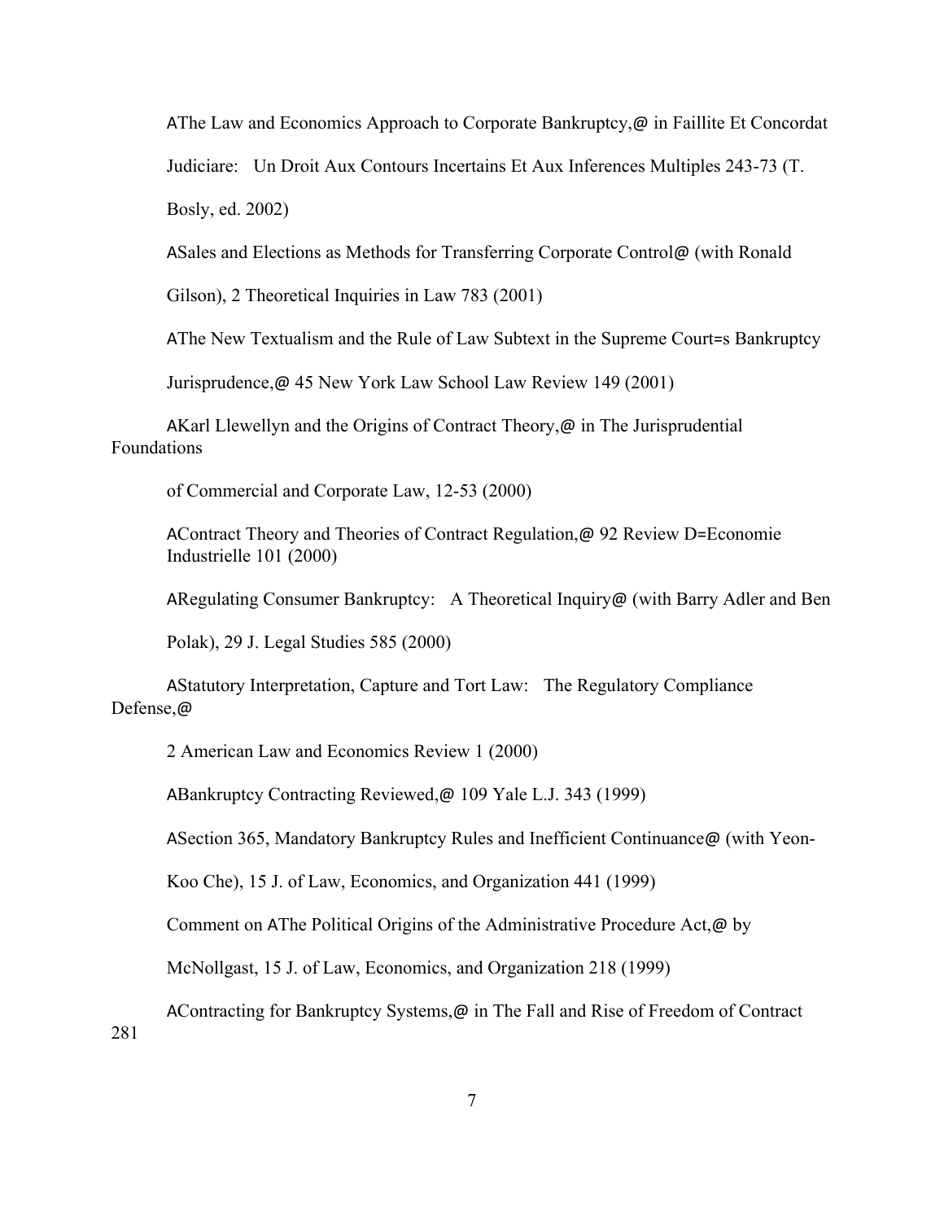AThe Law and Economics Approach to Corporate Bankruptcy,@ in Faillite Et Concordat Judiciare: Un Droit Aux Contours Incertains Et Aux Inferences Multiples 243-73 (T. Bosly, ed. 2002)

ASales and Elections as Methods for Transferring Corporate Control@ (with Ronald Gilson), 2 Theoretical Inquiries in Law 783 (2001)

AThe New Textualism and the Rule of Law Subtext in the Supreme Court=s Bankruptcy Jurisprudence,@ 45 New York Law School Law Review 149 (2001)

AKarl Llewellyn and the Origins of Contract Theory,@ in The Jurisprudential Foundations of Commercial and Corporate Law, 12-53 (2000)

AContract Theory and Theories of Contract Regulation,@ 92 Review D=Economie Industrielle 101 (2000)

ARegulating Consumer Bankruptcy: A Theoretical Inquiry@ (with Barry Adler and Ben Polak), 29 J. Legal Studies 585 (2000)

AStatutory Interpretation, Capture and Tort Law: The Regulatory Compliance Defense,@ 2 American Law and Economics Review 1 (2000)

ABankruptcy Contracting Reviewed,@ 109 Yale L.J. 343 (1999)

ASection 365, Mandatory Bankruptcy Rules and Inefficient Continuance@ (with Yeon-Koo Che), 15 J. of Law, Economics, and Organization 441 (1999)

Comment on AThe Political Origins of the Administrative Procedure Act,@ by McNollgast, 15 J. of Law, Economics, and Organization 218 (1999)

AContracting for Bankruptcy Systems,@ in The Fall and Rise of Freedom of Contract 281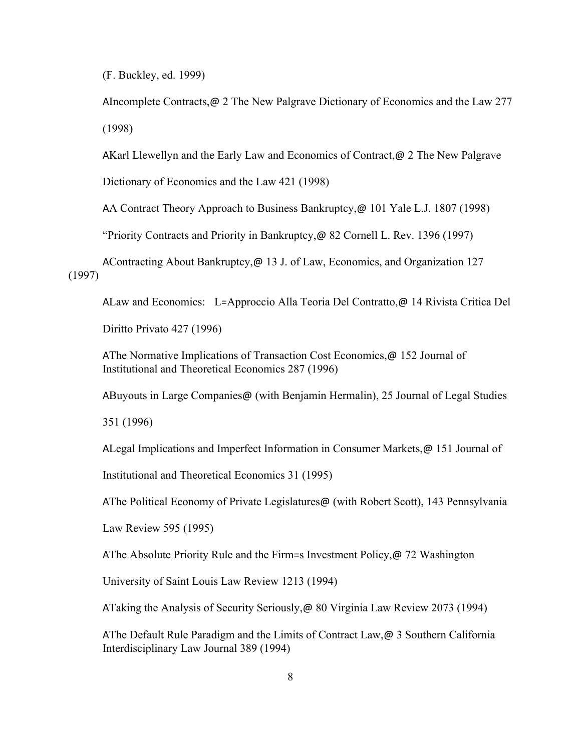(F. Buckley, ed. 1999)

AIncomplete Contracts,@ 2 The New Palgrave Dictionary of Economics and the Law 277 (1998)

AKarl Llewellyn and the Early Law and Economics of Contract,@ 2 The New Palgrave Dictionary of Economics and the Law 421 (1998)

AA Contract Theory Approach to Business Bankruptcy,@ 101 Yale L.J. 1807 (1998)

"Priority Contracts and Priority in Bankruptcy,@ 82 Cornell L. Rev. 1396 (1997)

AContracting About Bankruptcy,@ 13 J. of Law, Economics, and Organization 127 (1997)

ALaw and Economics: L=Approccio Alla Teoria Del Contratto,@ 14 Rivista Critica Del Diritto Privato 427 (1996)

AThe Normative Implications of Transaction Cost Economics,@ 152 Journal of Institutional and Theoretical Economics 287 (1996)

ABuyouts in Large Companies@ (with Benjamin Hermalin), 25 Journal of Legal Studies 351 (1996)

ALegal Implications and Imperfect Information in Consumer Markets,@ 151 Journal of Institutional and Theoretical Economics 31 (1995)

AThe Political Economy of Private Legislatures@ (with Robert Scott), 143 Pennsylvania Law Review 595 (1995)

AThe Absolute Priority Rule and the Firm=s Investment Policy,@ 72 Washington University of Saint Louis Law Review 1213 (1994)

ATaking the Analysis of Security Seriously,@ 80 Virginia Law Review 2073 (1994)

AThe Default Rule Paradigm and the Limits of Contract Law,@ 3 Southern California Interdisciplinary Law Journal 389 (1994)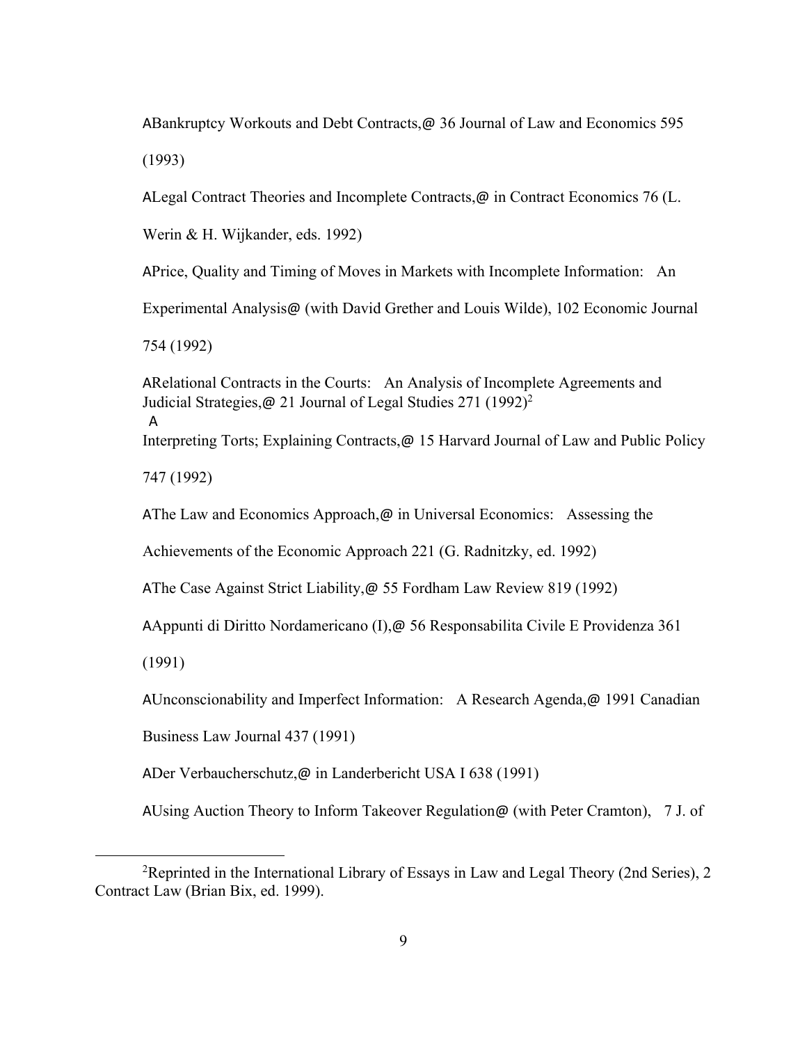ABankruptcy Workouts and Debt Contracts,@ 36 Journal of Law and Economics 595 (1993)

ALegal Contract Theories and Incomplete Contracts,@ in Contract Economics 76 (L. Werin & H. Wijkander, eds. 1992)

APrice, Quality and Timing of Moves in Markets with Incomplete Information: An Experimental Analysis@ (with David Grether and Louis Wilde), 102 Economic Journal 754 (1992)

ARelational Contracts in the Courts: An Analysis of Incomplete Agreements and Judicial Strategies,@ 21 Journal of Legal Studies 271 (1992)[2]

AInterpreting Torts; Explaining Contracts,@ 15 Harvard Journal of Law and Public Policy 747 (1992)

AThe Law and Economics Approach,@ in Universal Economics: Assessing the Achievements of the Economic Approach 221 (G. Radnitzky, ed. 1992)

AThe Case Against Strict Liability,@ 55 Fordham Law Review 819 (1992)

AAppunti di Diritto Nordamericano (I),@ 56 Responsabilita Civile E Providenza 361 (1991)

AUnconscionability and Imperfect Information: A Research Agenda,@ 1991 Canadian Business Law Journal 437 (1991)

ADer Verbaucherschutz,@ in Landerbericht USA I 638 (1991)

AUsing Auction Theory to Inform Takeover Regulation@ (with Peter Cramton), 7 J. of

---

[2]Reprinted in the International Library of Essays in Law and Legal Theory (2nd Series), 2 Contract Law (Brian Bix, ed. 1999).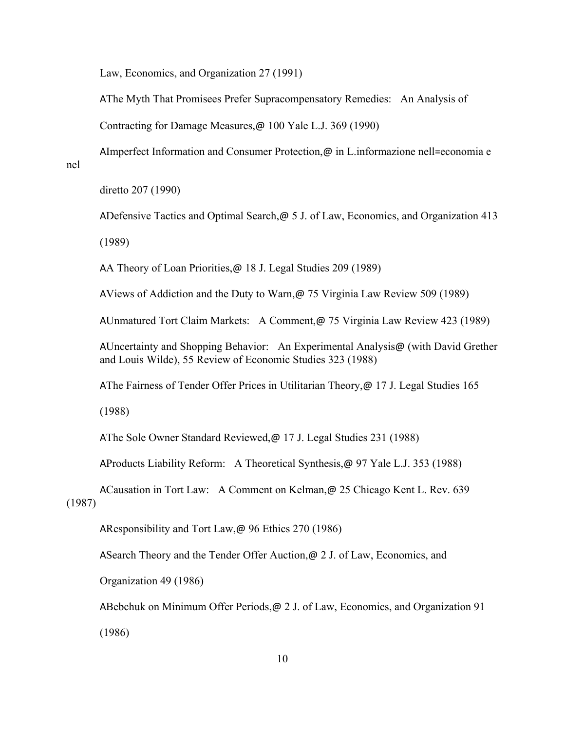Law, Economics, and Organization 27 (1991)

AThe Myth That Promisees Prefer Supracompensatory Remedies: An Analysis of Contracting for Damage Measures,@ 100 Yale L.J. 369 (1990)

AImperfect Information and Consumer Protection,@ in L.informazione nell=economia e nel diretto 207 (1990)

ADefensive Tactics and Optimal Search,@ 5 J. of Law, Economics, and Organization 413 (1989)

AA Theory of Loan Priorities,@ 18 J. Legal Studies 209 (1989)

AViews of Addiction and the Duty to Warn,@ 75 Virginia Law Review 509 (1989)

AUnmatured Tort Claim Markets: A Comment,@ 75 Virginia Law Review 423 (1989)

AUncertainty and Shopping Behavior: An Experimental Analysis@ (with David Grether and Louis Wilde), 55 Review of Economic Studies 323 (1988)

AThe Fairness of Tender Offer Prices in Utilitarian Theory,@ 17 J. Legal Studies 165 (1988)

AThe Sole Owner Standard Reviewed,@ 17 J. Legal Studies 231 (1988)

AProducts Liability Reform: A Theoretical Synthesis,@ 97 Yale L.J. 353 (1988)

ACausation in Tort Law: A Comment on Kelman,@ 25 Chicago Kent L. Rev. 639 (1987)

AResponsibility and Tort Law,@ 96 Ethics 270 (1986)

ASearch Theory and the Tender Offer Auction,@ 2 J. of Law, Economics, and Organization 49 (1986)

ABebchuk on Minimum Offer Periods,@ 2 J. of Law, Economics, and Organization 91 (1986)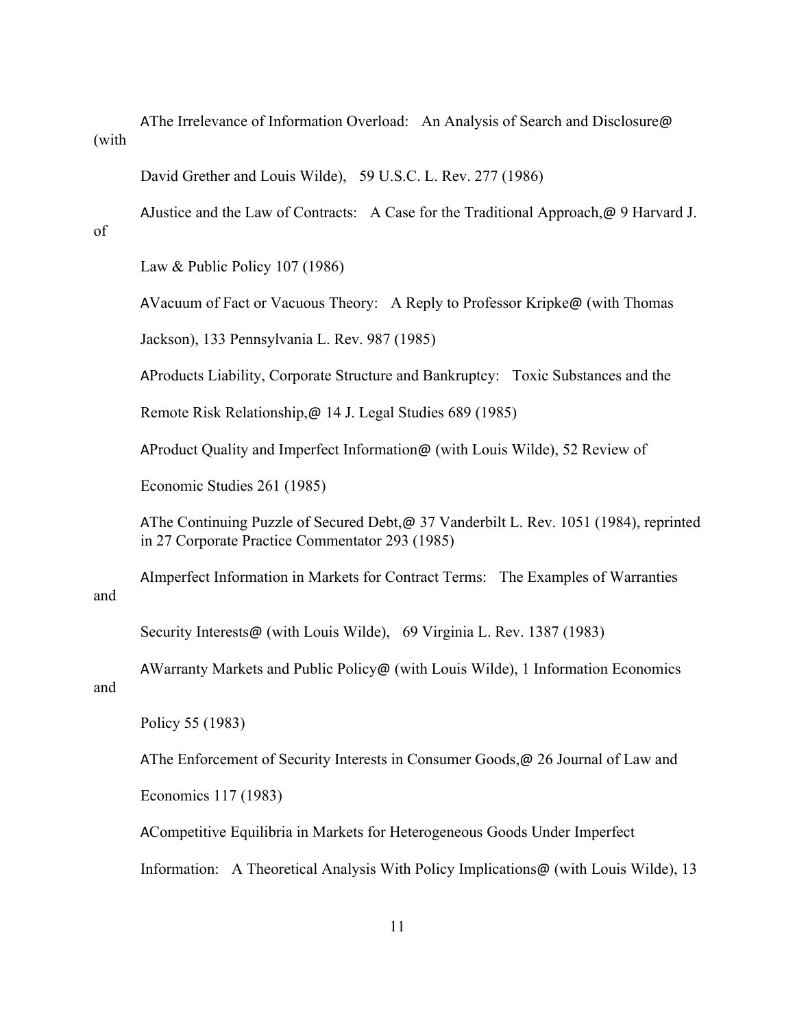AThe Irrelevance of Information Overload: An Analysis of Search and Disclosure@ (with David Grether and Louis Wilde), 59 U.S.C. L. Rev. 277 (1986)

AJustice and the Law of Contracts: A Case for the Traditional Approach,@ 9 Harvard J. of Law & Public Policy 107 (1986)

AVacuum of Fact or Vacuous Theory: A Reply to Professor Kripke@ (with Thomas Jackson), 133 Pennsylvania L. Rev. 987 (1985)

AProducts Liability, Corporate Structure and Bankruptcy: Toxic Substances and the Remote Risk Relationship,@ 14 J. Legal Studies 689 (1985)

AProduct Quality and Imperfect Information@ (with Louis Wilde), 52 Review of Economic Studies 261 (1985)

AThe Continuing Puzzle of Secured Debt,@ 37 Vanderbilt L. Rev. 1051 (1984), reprinted in 27 Corporate Practice Commentator 293 (1985)

AImperfect Information in Markets for Contract Terms: The Examples of Warranties and Security Interests@ (with Louis Wilde), 69 Virginia L. Rev. 1387 (1983)

AWarranty Markets and Public Policy@ (with Louis Wilde), 1 Information Economics and Policy 55 (1983)

AThe Enforcement of Security Interests in Consumer Goods,@ 26 Journal of Law and Economics 117 (1983)

ACompetitive Equilibria in Markets for Heterogeneous Goods Under Imperfect Information: A Theoretical Analysis With Policy Implications@ (with Louis Wilde), 13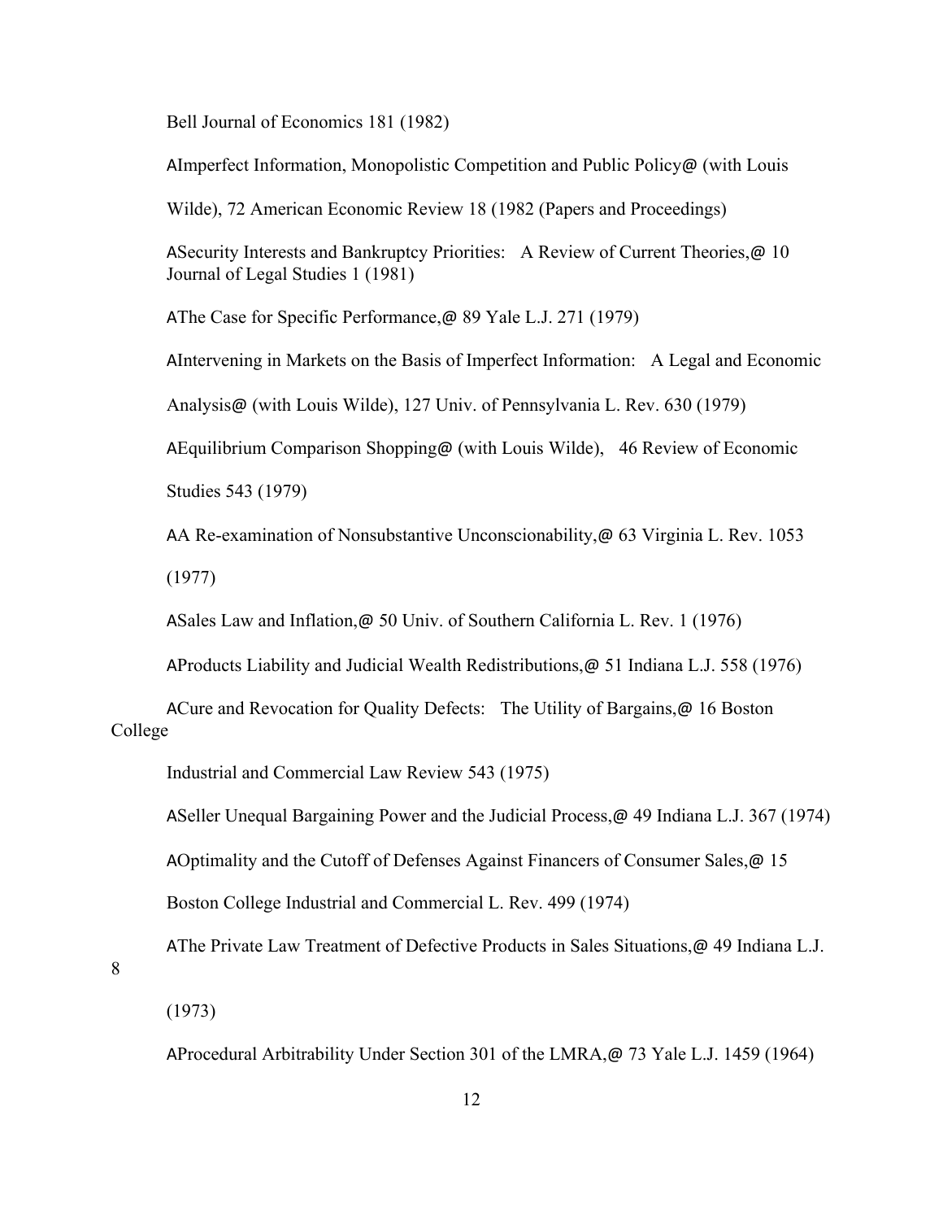Bell Journal of Economics 181 (1982)

AImperfect Information, Monopolistic Competition and Public Policy@ (with Louis Wilde), 72 American Economic Review 18 (1982 (Papers and Proceedings)

ASecurity Interests and Bankruptcy Priorities: A Review of Current Theories,@ 10 Journal of Legal Studies 1 (1981)

AThe Case for Specific Performance,@ 89 Yale L.J. 271 (1979)

AIntervening in Markets on the Basis of Imperfect Information: A Legal and Economic Analysis@ (with Louis Wilde), 127 Univ. of Pennsylvania L. Rev. 630 (1979)

AEquilibrium Comparison Shopping@ (with Louis Wilde), 46 Review of Economic Studies 543 (1979)

AA Re-examination of Nonsubstantive Unconscionability,@ 63 Virginia L. Rev. 1053 (1977)

ASales Law and Inflation,@ 50 Univ. of Southern California L. Rev. 1 (1976)

AProducts Liability and Judicial Wealth Redistributions,@ 51 Indiana L.J. 558 (1976)

ACure and Revocation for Quality Defects: The Utility of Bargains,@ 16 Boston College Industrial and Commercial Law Review 543 (1975)

ASeller Unequal Bargaining Power and the Judicial Process,@ 49 Indiana L.J. 367 (1974)

AOptimality and the Cutoff of Defenses Against Financers of Consumer Sales,@ 15 Boston College Industrial and Commercial L. Rev. 499 (1974)

AThe Private Law Treatment of Defective Products in Sales Situations,@ 49 Indiana L.J. 8 (1973)

AProcedural Arbitrability Under Section 301 of the LMRA,@ 73 Yale L.J. 1459 (1964)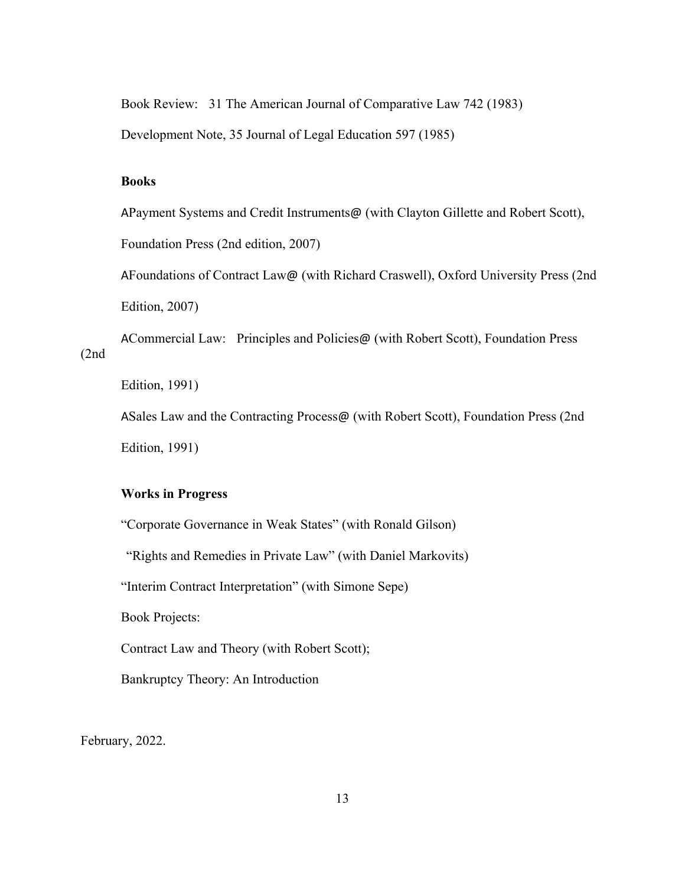Book Review: 31 The American Journal of Comparative Law 742 (1983)

Development Note, 35 Journal of Legal Education 597 (1985)

**Books**

APayment Systems and Credit Instruments@ (with Clayton Gillette and Robert Scott), Foundation Press (2nd edition, 2007)

AFoundations of Contract Law@ (with Richard Craswell), Oxford University Press (2nd Edition, 2007)

ACommercial Law: Principles and Policies@ (with Robert Scott), Foundation Press (2nd Edition, 1991)

ASales Law and the Contracting Process@ (with Robert Scott), Foundation Press (2nd Edition, 1991)

**Works in Progress**

"Corporate Governance in Weak States" (with Ronald Gilson)

"Rights and Remedies in Private Law" (with Daniel Markovits)

"Interim Contract Interpretation" (with Simone Sepe)

Book Projects:

Contract Law and Theory (with Robert Scott);

Bankruptcy Theory: An Introduction

February, 2022.